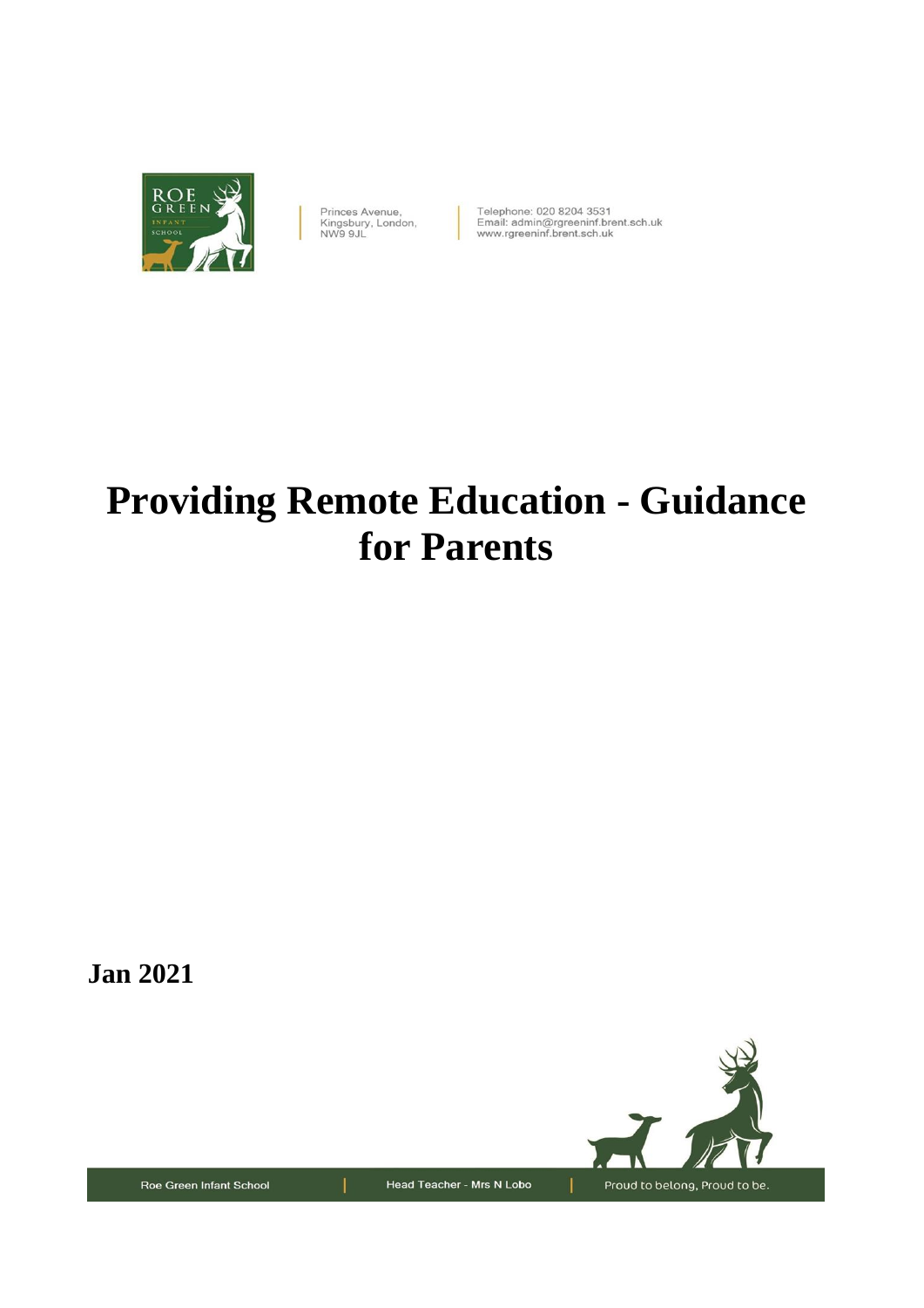Princes Avenue,
Kingsbury, London,
NW9 9JL

Telephone: 020 8204 3531
Email: admin@rgreeninf.brent.sch.uk
www.rgreeninf.brent.sch.uk

# Providing Remote Education - Guidance for Parents

**Jan 2021**

Roe Green Infant School | Head Teacher - Mrs N Lobo | Proud to belong, Proud to be.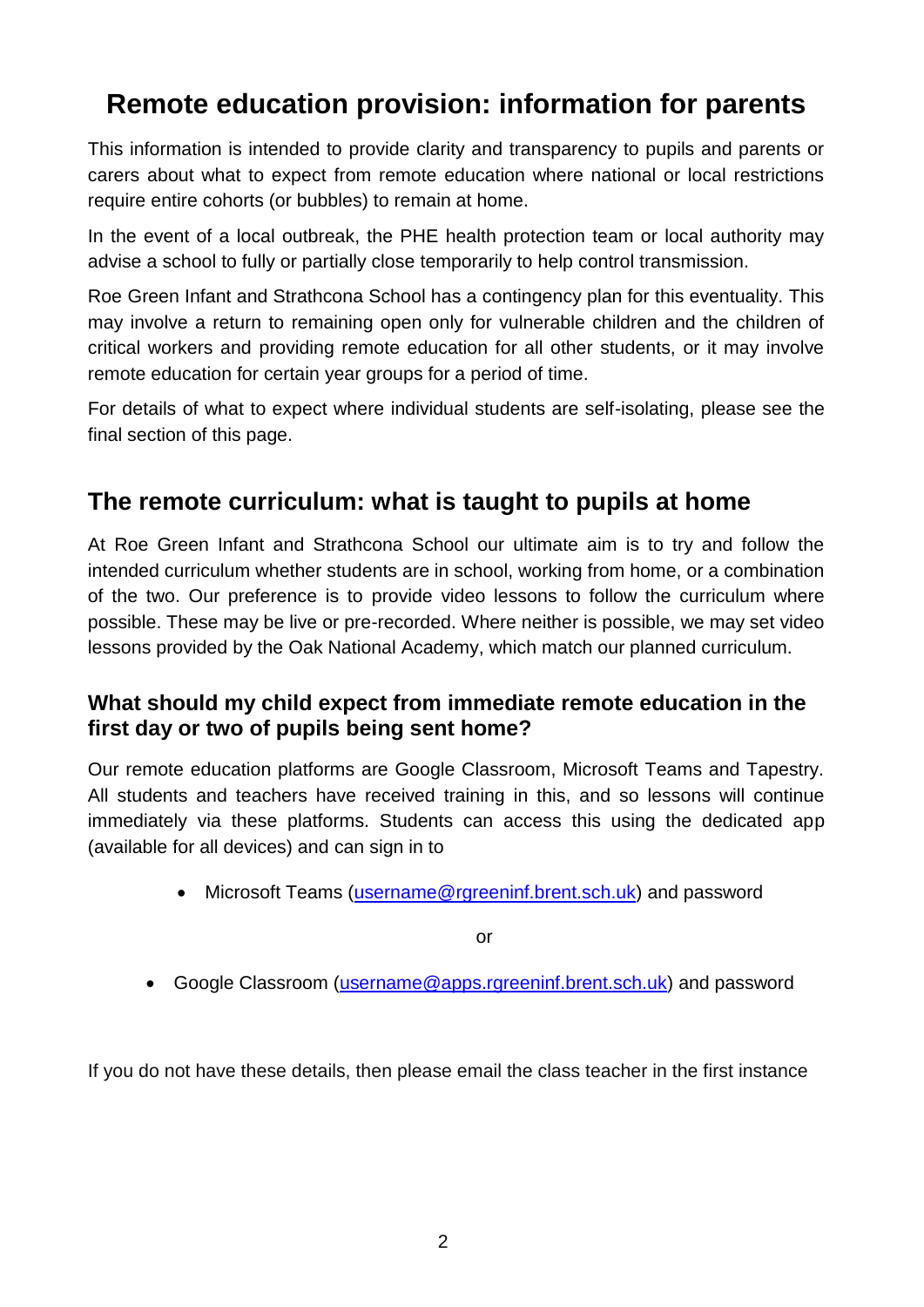# Remote education provision: information for parents

This information is intended to provide clarity and transparency to pupils and parents or carers about what to expect from remote education where national or local restrictions require entire cohorts (or bubbles) to remain at home.

In the event of a local outbreak, the PHE health protection team or local authority may advise a school to fully or partially close temporarily to help control transmission.

Roe Green Infant and Strathcona School has a contingency plan for this eventuality. This may involve a return to remaining open only for vulnerable children and the children of critical workers and providing remote education for all other students, or it may involve remote education for certain year groups for a period of time.

For details of what to expect where individual students are self-isolating, please see the final section of this page.

## The remote curriculum: what is taught to pupils at home

At Roe Green Infant and Strathcona School our ultimate aim is to try and follow the intended curriculum whether students are in school, working from home, or a combination of the two. Our preference is to provide video lessons to follow the curriculum where possible. These may be live or pre-recorded. Where neither is possible, we may set video lessons provided by the Oak National Academy, which match our planned curriculum.

### What should my child expect from immediate remote education in the first day or two of pupils being sent home?

Our remote education platforms are Google Classroom, Microsoft Teams and Tapestry. All students and teachers have received training in this, and so lessons will continue immediately via these platforms. Students can access this using the dedicated app (available for all devices) and can sign in to

- Microsoft Teams (username@rgreeninf.brent.sch.uk) and password

or

- Google Classroom (username@apps.rgreeninf.brent.sch.uk) and password

If you do not have these details, then please email the class teacher in the first instance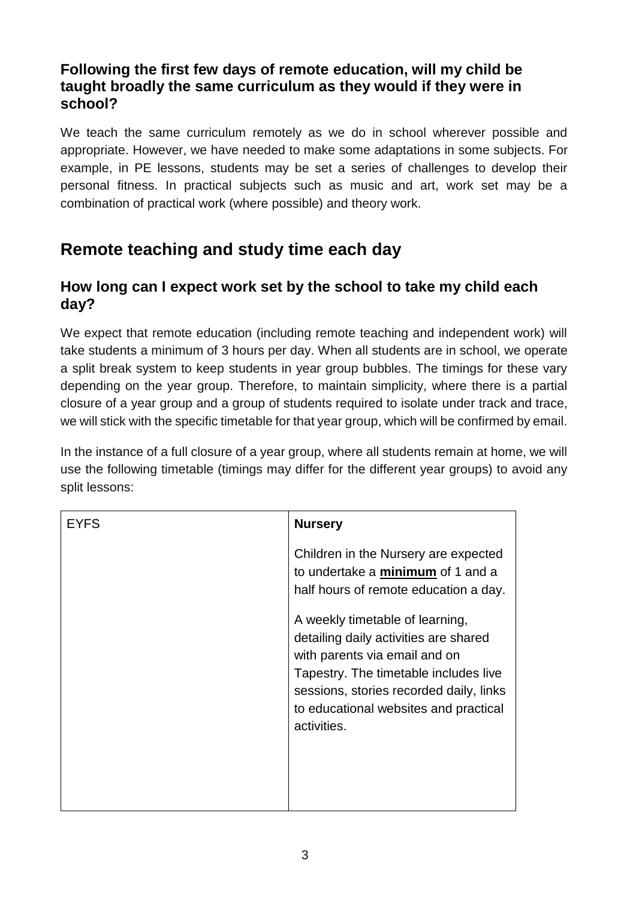### Following the first few days of remote education, will my child be taught broadly the same curriculum as they would if they were in school?

We teach the same curriculum remotely as we do in school wherever possible and appropriate. However, we have needed to make some adaptations in some subjects. For example, in PE lessons, students may be set a series of challenges to develop their personal fitness. In practical subjects such as music and art, work set may be a combination of practical work (where possible) and theory work.

## Remote teaching and study time each day

### How long can I expect work set by the school to take my child each day?

We expect that remote education (including remote teaching and independent work) will take students a minimum of 3 hours per day. When all students are in school, we operate a split break system to keep students in year group bubbles. The timings for these vary depending on the year group. Therefore, to maintain simplicity, where there is a partial closure of a year group and a group of students required to isolate under track and trace, we will stick with the specific timetable for that year group, which will be confirmed by email.

In the instance of a full closure of a year group, where all students remain at home, we will use the following timetable (timings may differ for the different year groups) to avoid any split lessons:

| EYFS | **Nursery**<br><br>Children in the Nursery are expected to undertake a **minimum** of 1 and a half hours of remote education a day.<br><br>A weekly timetable of learning, detailing daily activities are shared with parents via email and on Tapestry. The timetable includes live sessions, stories recorded daily, links to educational websites and practical activities. |
|---|---|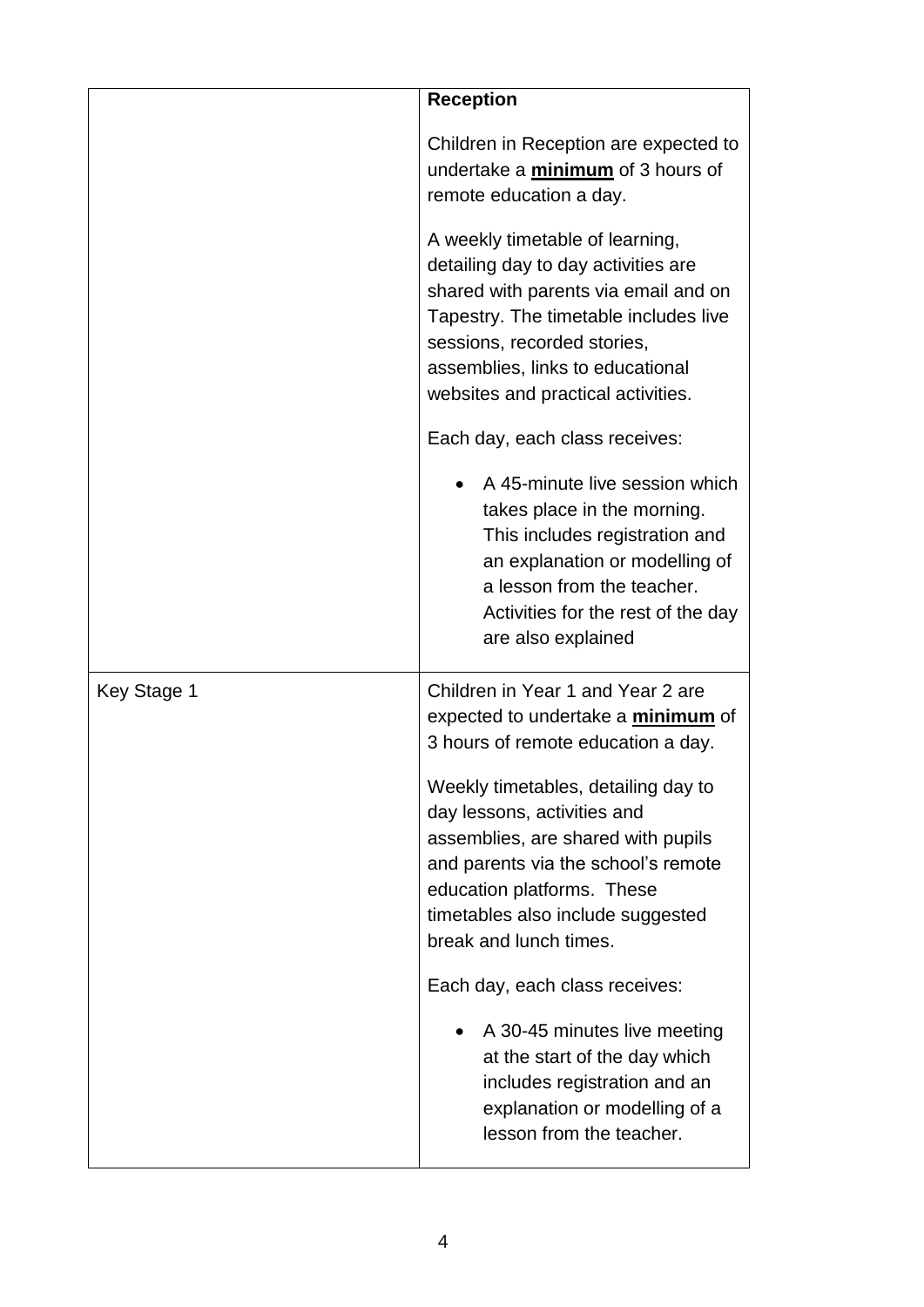| | |
|---|---|
| | **Reception**<br><br>Children in Reception are expected to undertake a **minimum** of 3 hours of remote education a day.<br><br>A weekly timetable of learning, detailing day to day activities are shared with parents via email and on Tapestry. The timetable includes live sessions, recorded stories, assemblies, links to educational websites and practical activities.<br><br>Each day, each class receives:<br><br>• A 45-minute live session which takes place in the morning. This includes registration and an explanation or modelling of a lesson from the teacher. Activities for the rest of the day are also explained |
| Key Stage 1 | Children in Year 1 and Year 2 are expected to undertake a **minimum** of 3 hours of remote education a day.<br><br>Weekly timetables, detailing day to day lessons, activities and assemblies, are shared with pupils and parents via the school's remote education platforms. These timetables also include suggested break and lunch times.<br><br>Each day, each class receives:<br><br>• A 30-45 minutes live meeting at the start of the day which includes registration and an explanation or modelling of a lesson from the teacher. |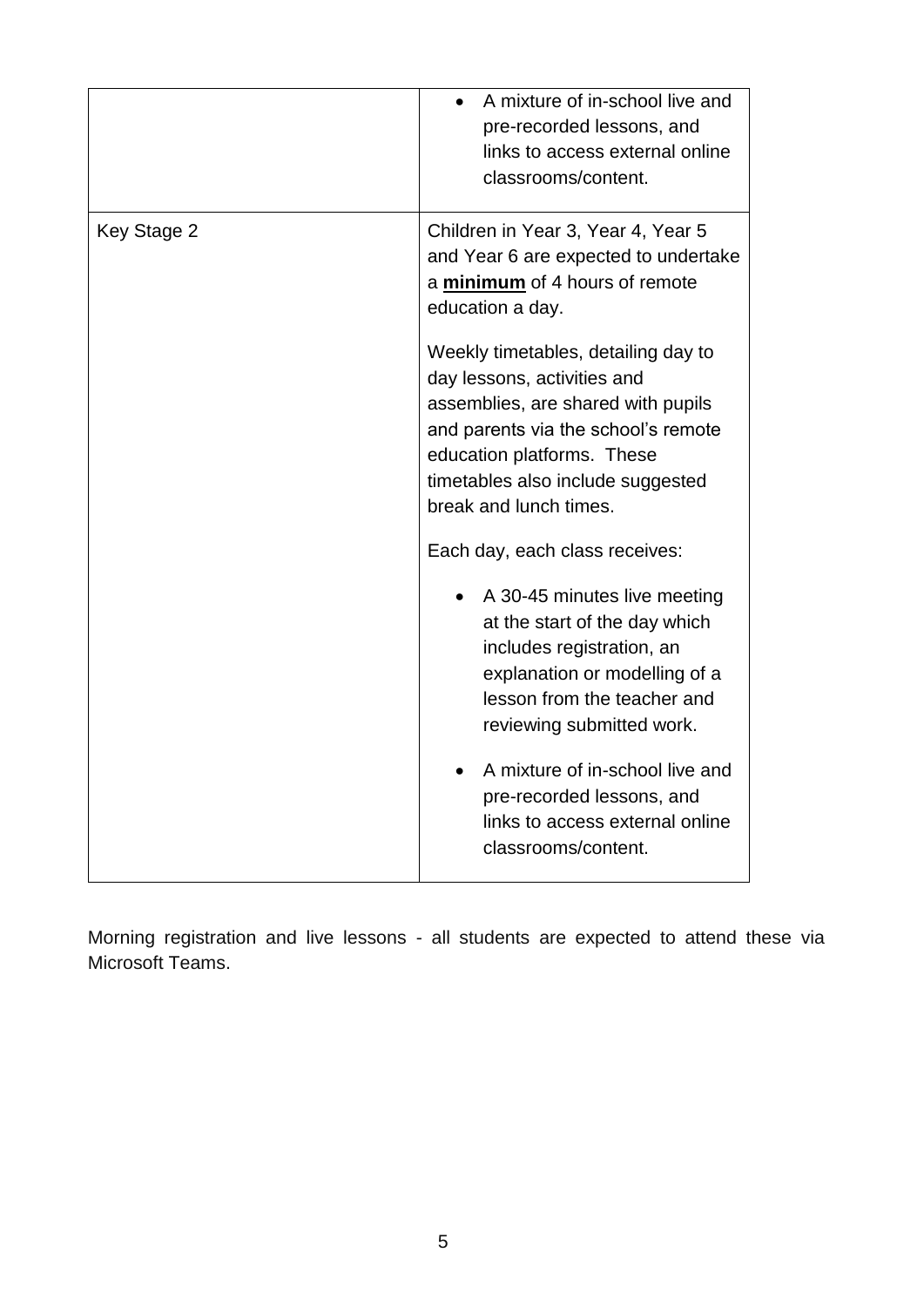| | |
|---|---|
| | • A mixture of in-school live and pre-recorded lessons, and links to access external online classrooms/content. |
| Key Stage 2 | Children in Year 3, Year 4, Year 5 and Year 6 are expected to undertake a **minimum** of 4 hours of remote education a day.<br><br>Weekly timetables, detailing day to day lessons, activities and assemblies, are shared with pupils and parents via the school's remote education platforms. These timetables also include suggested break and lunch times.<br><br>Each day, each class receives:<br><br>• A 30-45 minutes live meeting at the start of the day which includes registration, an explanation or modelling of a lesson from the teacher and reviewing submitted work.<br><br>• A mixture of in-school live and pre-recorded lessons, and links to access external online classrooms/content. |

Morning registration and live lessons - all students are expected to attend these via Microsoft Teams.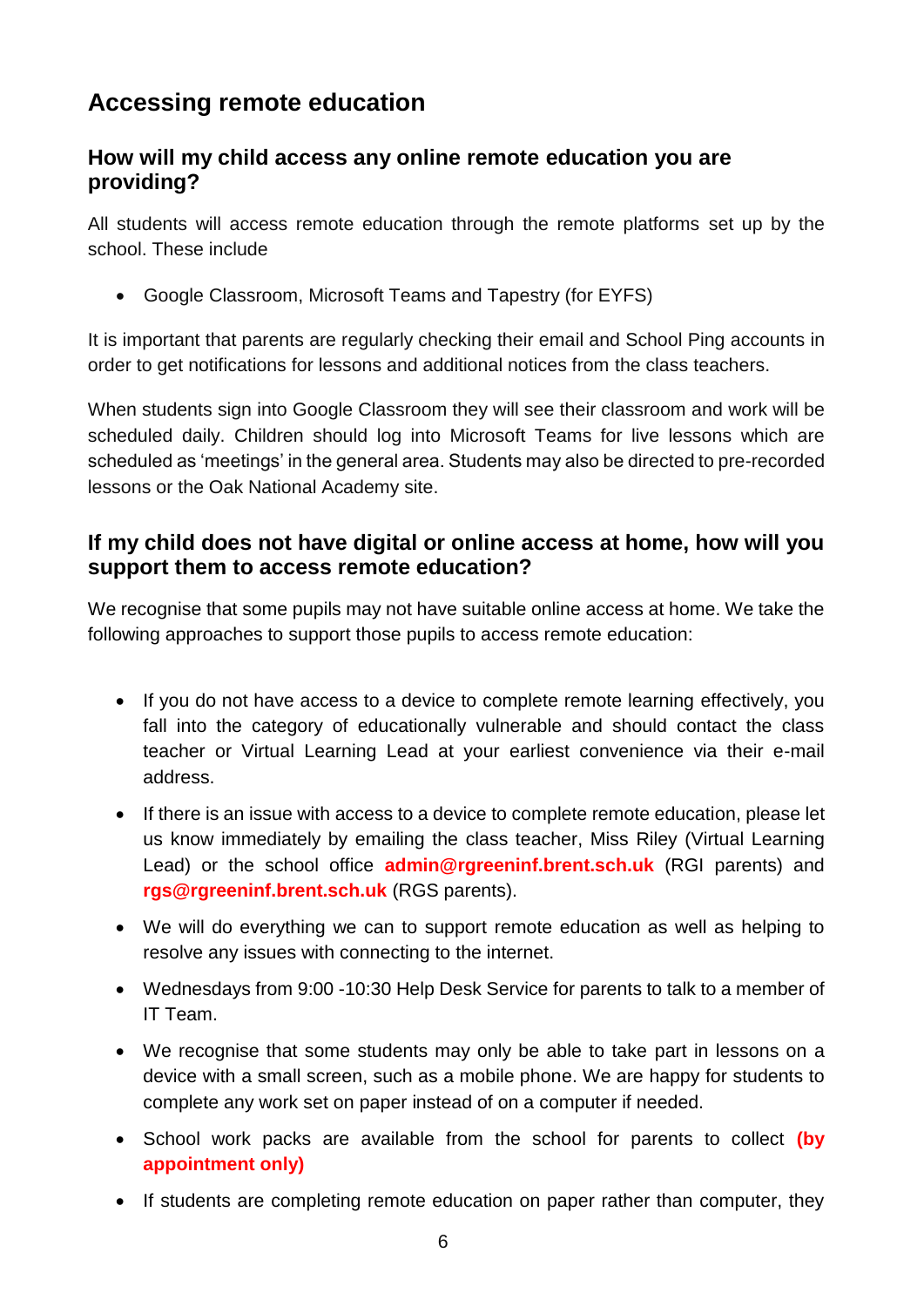## Accessing remote education

### How will my child access any online remote education you are providing?

All students will access remote education through the remote platforms set up by the school. These include

- Google Classroom, Microsoft Teams and Tapestry (for EYFS)

It is important that parents are regularly checking their email and School Ping accounts in order to get notifications for lessons and additional notices from the class teachers.

When students sign into Google Classroom they will see their classroom and work will be scheduled daily. Children should log into Microsoft Teams for live lessons which are scheduled as 'meetings' in the general area. Students may also be directed to pre-recorded lessons or the Oak National Academy site.

### If my child does not have digital or online access at home, how will you support them to access remote education?

We recognise that some pupils may not have suitable online access at home. We take the following approaches to support those pupils to access remote education:

- If you do not have access to a device to complete remote learning effectively, you fall into the category of educationally vulnerable and should contact the class teacher or Virtual Learning Lead at your earliest convenience via their e-mail address.
- If there is an issue with access to a device to complete remote education, please let us know immediately by emailing the class teacher, Miss Riley (Virtual Learning Lead) or the school office **admin@rgreeninf.brent.sch.uk** (RGI parents) and **rgs@rgreeninf.brent.sch.uk** (RGS parents).
- We will do everything we can to support remote education as well as helping to resolve any issues with connecting to the internet.
- Wednesdays from 9:00 -10:30 Help Desk Service for parents to talk to a member of IT Team.
- We recognise that some students may only be able to take part in lessons on a device with a small screen, such as a mobile phone. We are happy for students to complete any work set on paper instead of on a computer if needed.
- School work packs are available from the school for parents to collect **(by appointment only)**
- If students are completing remote education on paper rather than computer, they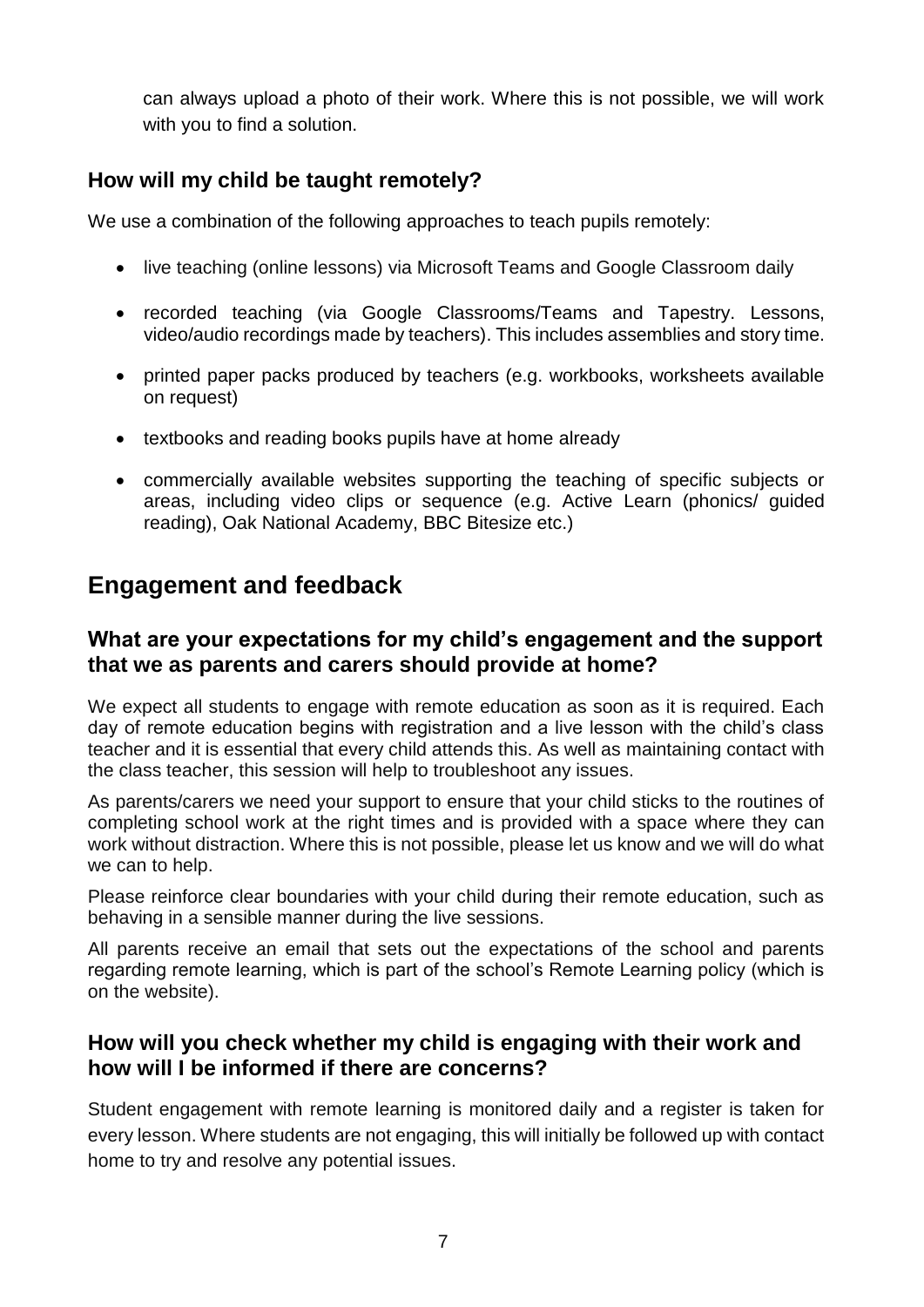can always upload a photo of their work. Where this is not possible, we will work with you to find a solution.

### How will my child be taught remotely?

We use a combination of the following approaches to teach pupils remotely:

- live teaching (online lessons) via Microsoft Teams and Google Classroom daily
- recorded teaching (via Google Classrooms/Teams and Tapestry. Lessons, video/audio recordings made by teachers). This includes assemblies and story time.
- printed paper packs produced by teachers (e.g. workbooks, worksheets available on request)
- textbooks and reading books pupils have at home already
- commercially available websites supporting the teaching of specific subjects or areas, including video clips or sequence (e.g. Active Learn (phonics/ guided reading), Oak National Academy, BBC Bitesize etc.)

## Engagement and feedback

### What are your expectations for my child's engagement and the support that we as parents and carers should provide at home?

We expect all students to engage with remote education as soon as it is required. Each day of remote education begins with registration and a live lesson with the child's class teacher and it is essential that every child attends this. As well as maintaining contact with the class teacher, this session will help to troubleshoot any issues.

As parents/carers we need your support to ensure that your child sticks to the routines of completing school work at the right times and is provided with a space where they can work without distraction. Where this is not possible, please let us know and we will do what we can to help.

Please reinforce clear boundaries with your child during their remote education, such as behaving in a sensible manner during the live sessions.

All parents receive an email that sets out the expectations of the school and parents regarding remote learning, which is part of the school's Remote Learning policy (which is on the website).

### How will you check whether my child is engaging with their work and how will I be informed if there are concerns?

Student engagement with remote learning is monitored daily and a register is taken for every lesson. Where students are not engaging, this will initially be followed up with contact home to try and resolve any potential issues.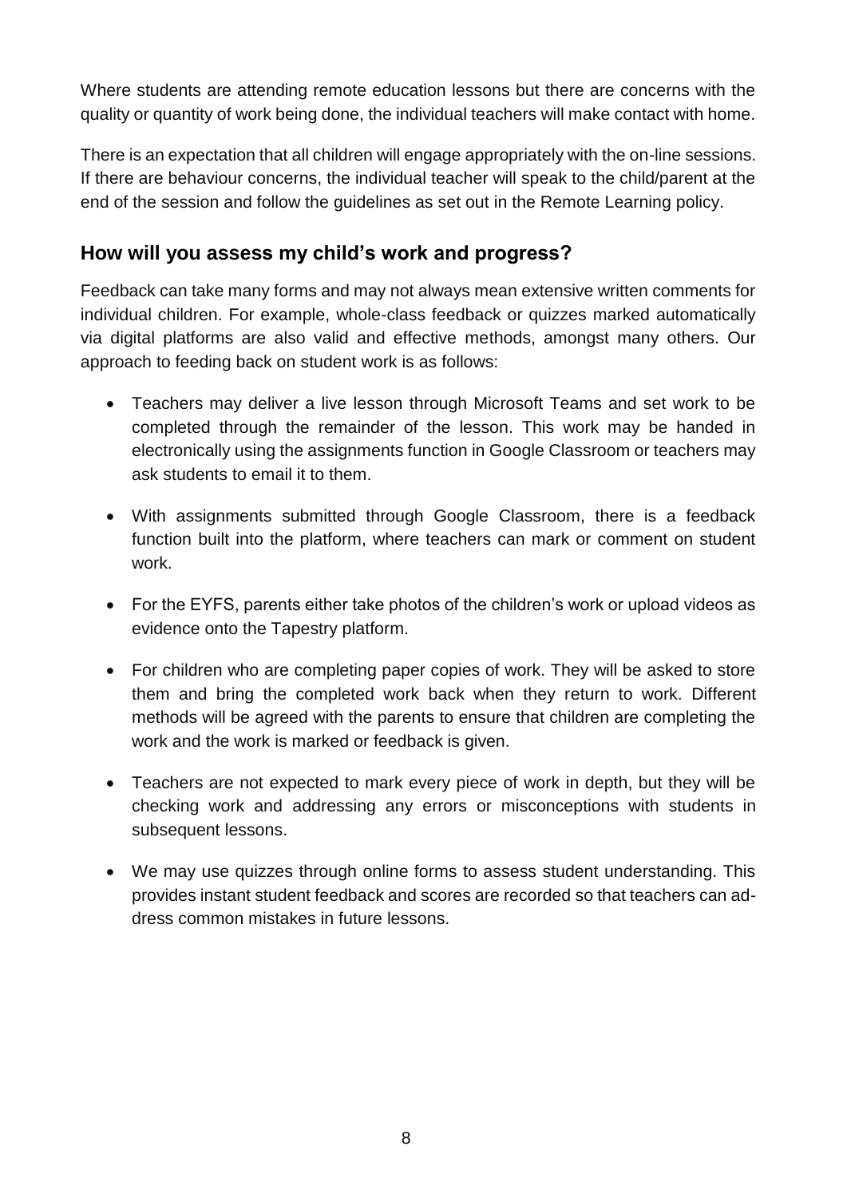Where students are attending remote education lessons but there are concerns with the quality or quantity of work being done, the individual teachers will make contact with home.

There is an expectation that all children will engage appropriately with the on-line sessions. If there are behaviour concerns, the individual teacher will speak to the child/parent at the end of the session and follow the guidelines as set out in the Remote Learning policy.

## How will you assess my child's work and progress?

Feedback can take many forms and may not always mean extensive written comments for individual children. For example, whole-class feedback or quizzes marked automatically via digital platforms are also valid and effective methods, amongst many others. Our approach to feeding back on student work is as follows:

- Teachers may deliver a live lesson through Microsoft Teams and set work to be completed through the remainder of the lesson. This work may be handed in electronically using the assignments function in Google Classroom or teachers may ask students to email it to them.
- With assignments submitted through Google Classroom, there is a feedback function built into the platform, where teachers can mark or comment on student work.
- For the EYFS, parents either take photos of the children's work or upload videos as evidence onto the Tapestry platform.
- For children who are completing paper copies of work. They will be asked to store them and bring the completed work back when they return to work. Different methods will be agreed with the parents to ensure that children are completing the work and the work is marked or feedback is given.
- Teachers are not expected to mark every piece of work in depth, but they will be checking work and addressing any errors or misconceptions with students in subsequent lessons.
- We may use quizzes through online forms to assess student understanding. This provides instant student feedback and scores are recorded so that teachers can address common mistakes in future lessons.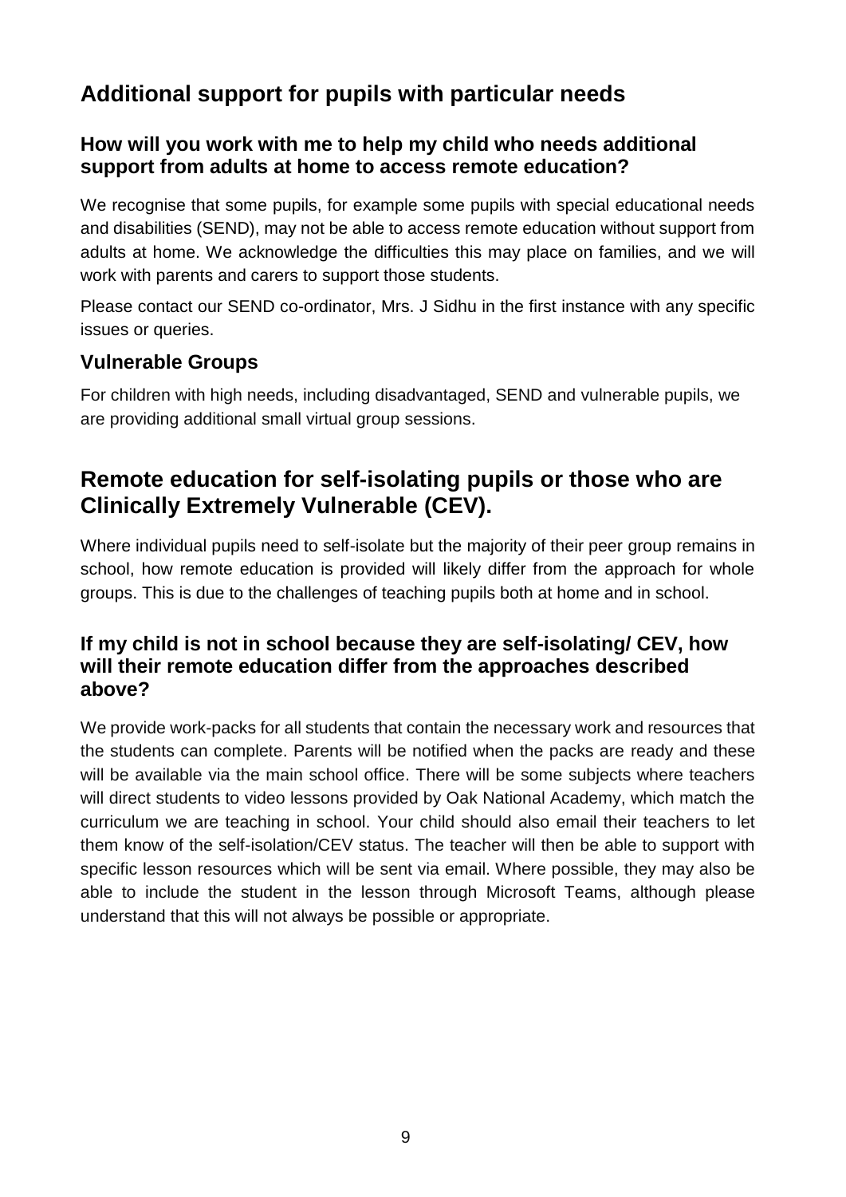## Additional support for pupils with particular needs

### How will you work with me to help my child who needs additional support from adults at home to access remote education?

We recognise that some pupils, for example some pupils with special educational needs and disabilities (SEND), may not be able to access remote education without support from adults at home. We acknowledge the difficulties this may place on families, and we will work with parents and carers to support those students.

Please contact our SEND co-ordinator, Mrs. J Sidhu in the first instance with any specific issues or queries.

### Vulnerable Groups

For children with high needs, including disadvantaged, SEND and vulnerable pupils, we are providing additional small virtual group sessions.

## Remote education for self-isolating pupils or those who are Clinically Extremely Vulnerable (CEV).

Where individual pupils need to self-isolate but the majority of their peer group remains in school, how remote education is provided will likely differ from the approach for whole groups. This is due to the challenges of teaching pupils both at home and in school.

### If my child is not in school because they are self-isolating/ CEV, how will their remote education differ from the approaches described above?

We provide work-packs for all students that contain the necessary work and resources that the students can complete. Parents will be notified when the packs are ready and these will be available via the main school office. There will be some subjects where teachers will direct students to video lessons provided by Oak National Academy, which match the curriculum we are teaching in school. Your child should also email their teachers to let them know of the self-isolation/CEV status. The teacher will then be able to support with specific lesson resources which will be sent via email. Where possible, they may also be able to include the student in the lesson through Microsoft Teams, although please understand that this will not always be possible or appropriate.